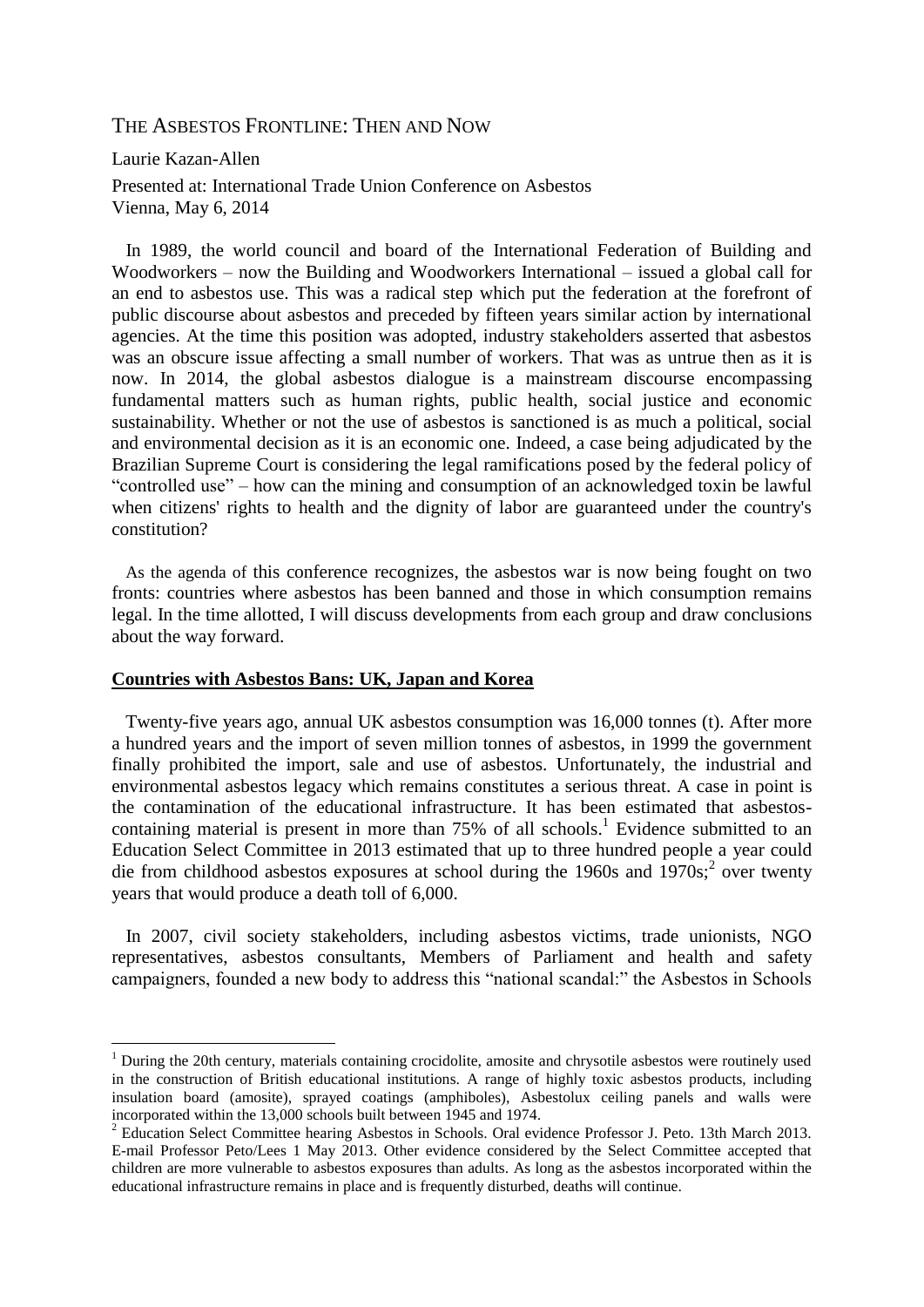# THE ASBESTOS FRONTLINE: THEN AND NOW

Laurie Kazan-Allen

Presented at: International Trade Union Conference on Asbestos
Vienna, May 6, 2014

In 1989, the world council and board of the International Federation of Building and Woodworkers – now the Building and Woodworkers International – issued a global call for an end to asbestos use. This was a radical step which put the federation at the forefront of public discourse about asbestos and preceded by fifteen years similar action by international agencies. At the time this position was adopted, industry stakeholders asserted that asbestos was an obscure issue affecting a small number of workers. That was as untrue then as it is now. In 2014, the global asbestos dialogue is a mainstream discourse encompassing fundamental matters such as human rights, public health, social justice and economic sustainability. Whether or not the use of asbestos is sanctioned is as much a political, social and environmental decision as it is an economic one. Indeed, a case being adjudicated by the Brazilian Supreme Court is considering the legal ramifications posed by the federal policy of "controlled use" – how can the mining and consumption of an acknowledged toxin be lawful when citizens' rights to health and the dignity of labor are guaranteed under the country's constitution?

As the agenda of this conference recognizes, the asbestos war is now being fought on two fronts: countries where asbestos has been banned and those in which consumption remains legal. In the time allotted, I will discuss developments from each group and draw conclusions about the way forward.

## Countries with Asbestos Bans: UK, Japan and Korea

Twenty-five years ago, annual UK asbestos consumption was 16,000 tonnes (t). After more a hundred years and the import of seven million tonnes of asbestos, in 1999 the government finally prohibited the import, sale and use of asbestos. Unfortunately, the industrial and environmental asbestos legacy which remains constitutes a serious threat. A case in point is the contamination of the educational infrastructure. It has been estimated that asbestos-containing material is present in more than 75% of all schools.[1] Evidence submitted to an Education Select Committee in 2013 estimated that up to three hundred people a year could die from childhood asbestos exposures at school during the 1960s and 1970s;[2] over twenty years that would produce a death toll of 6,000.

In 2007, civil society stakeholders, including asbestos victims, trade unionists, NGO representatives, asbestos consultants, Members of Parliament and health and safety campaigners, founded a new body to address this "national scandal:" the Asbestos in Schools

---

[1] During the 20th century, materials containing crocidolite, amosite and chrysotile asbestos were routinely used in the construction of British educational institutions. A range of highly toxic asbestos products, including insulation board (amosite), sprayed coatings (amphiboles), Asbestolux ceiling panels and walls were incorporated within the 13,000 schools built between 1945 and 1974.

[2] Education Select Committee hearing Asbestos in Schools. Oral evidence Professor J. Peto. 13th March 2013. E-mail Professor Peto/Lees 1 May 2013. Other evidence considered by the Select Committee accepted that children are more vulnerable to asbestos exposures than adults. As long as the asbestos incorporated within the educational infrastructure remains in place and is frequently disturbed, deaths will continue.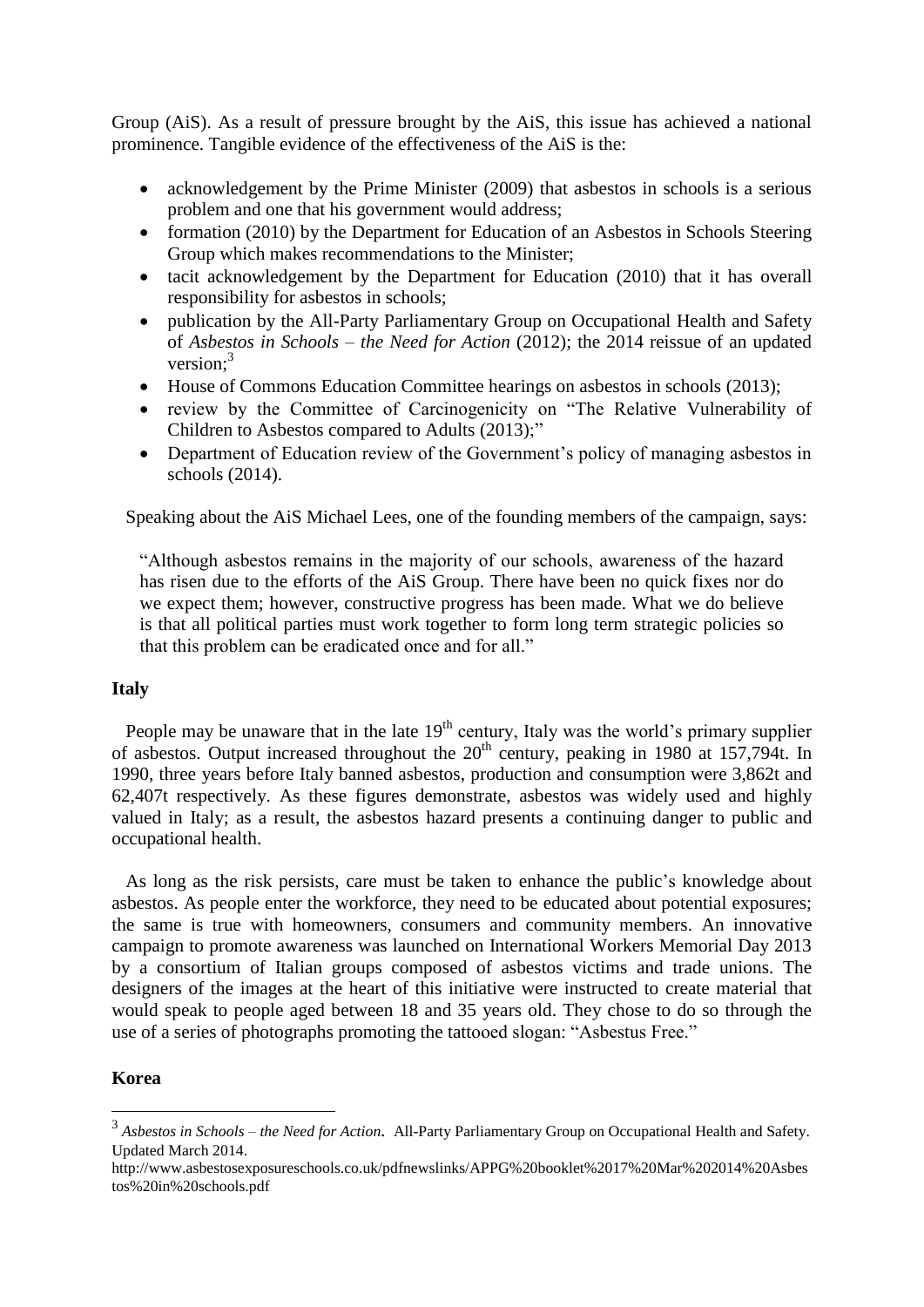Group (AiS). As a result of pressure brought by the AiS, this issue has achieved a national prominence. Tangible evidence of the effectiveness of the AiS is the:

- acknowledgement by the Prime Minister (2009) that asbestos in schools is a serious problem and one that his government would address;
- formation (2010) by the Department for Education of an Asbestos in Schools Steering Group which makes recommendations to the Minister;
- tacit acknowledgement by the Department for Education (2010) that it has overall responsibility for asbestos in schools;
- publication by the All-Party Parliamentary Group on Occupational Health and Safety of *Asbestos in Schools – the Need for Action* (2012); the 2014 reissue of an updated version;[3]
- House of Commons Education Committee hearings on asbestos in schools (2013);
- review by the Committee of Carcinogenicity on "The Relative Vulnerability of Children to Asbestos compared to Adults (2013);"
- Department of Education review of the Government's policy of managing asbestos in schools (2014).

Speaking about the AiS Michael Lees, one of the founding members of the campaign, says:

> "Although asbestos remains in the majority of our schools, awareness of the hazard has risen due to the efforts of the AiS Group. There have been no quick fixes nor do we expect them; however, constructive progress has been made. What we do believe is that all political parties must work together to form long term strategic policies so that this problem can be eradicated once and for all."

**Italy**

People may be unaware that in the late 19th century, Italy was the world's primary supplier of asbestos. Output increased throughout the 20th century, peaking in 1980 at 157,794t. In 1990, three years before Italy banned asbestos, production and consumption were 3,862t and 62,407t respectively. As these figures demonstrate, asbestos was widely used and highly valued in Italy; as a result, the asbestos hazard presents a continuing danger to public and occupational health.

As long as the risk persists, care must be taken to enhance the public's knowledge about asbestos. As people enter the workforce, they need to be educated about potential exposures; the same is true with homeowners, consumers and community members. An innovative campaign to promote awareness was launched on International Workers Memorial Day 2013 by a consortium of Italian groups composed of asbestos victims and trade unions. The designers of the images at the heart of this initiative were instructed to create material that would speak to people aged between 18 and 35 years old. They chose to do so through the use of a series of photographs promoting the tattooed slogan: "Asbestus Free."

**Korea**

[3] *Asbestos in Schools – the Need for Action.* All-Party Parliamentary Group on Occupational Health and Safety. Updated March 2014.
http://www.asbestosexposureschools.co.uk/pdfnewslinks/APPG%20booklet%2017%20Mar%202014%20Asbestos%20in%20schools.pdf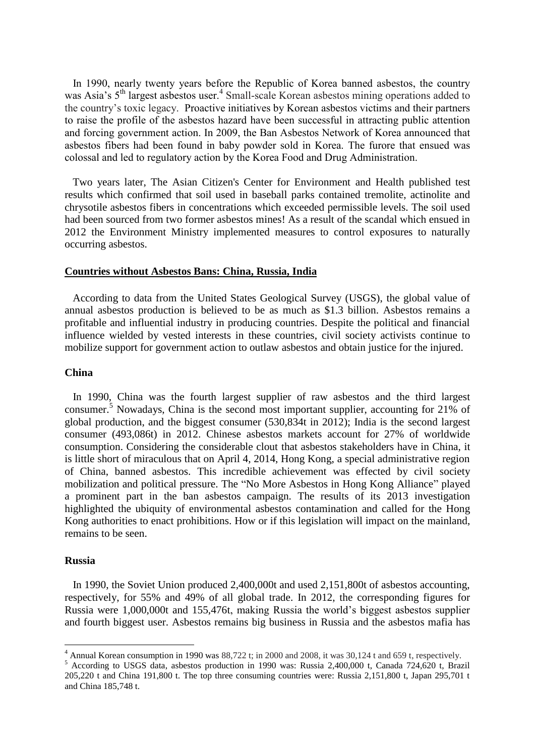In 1990, nearly twenty years before the Republic of Korea banned asbestos, the country was Asia's 5th largest asbestos user.[4] Small-scale Korean asbestos mining operations added to the country's toxic legacy. Proactive initiatives by Korean asbestos victims and their partners to raise the profile of the asbestos hazard have been successful in attracting public attention and forcing government action. In 2009, the Ban Asbestos Network of Korea announced that asbestos fibers had been found in baby powder sold in Korea. The furore that ensued was colossal and led to regulatory action by the Korea Food and Drug Administration.

Two years later, The Asian Citizen's Center for Environment and Health published test results which confirmed that soil used in baseball parks contained tremolite, actinolite and chrysotile asbestos fibers in concentrations which exceeded permissible levels. The soil used had been sourced from two former asbestos mines! As a result of the scandal which ensued in 2012 the Environment Ministry implemented measures to control exposures to naturally occurring asbestos.

## Countries without Asbestos Bans: China, Russia, India

According to data from the United States Geological Survey (USGS), the global value of annual asbestos production is believed to be as much as $1.3 billion. Asbestos remains a profitable and influential industry in producing countries. Despite the political and financial influence wielded by vested interests in these countries, civil society activists continue to mobilize support for government action to outlaw asbestos and obtain justice for the injured.

### China

In 1990, China was the fourth largest supplier of raw asbestos and the third largest consumer.[5] Nowadays, China is the second most important supplier, accounting for 21% of global production, and the biggest consumer (530,834t in 2012); India is the second largest consumer (493,086t) in 2012. Chinese asbestos markets account for 27% of worldwide consumption. Considering the considerable clout that asbestos stakeholders have in China, it is little short of miraculous that on April 4, 2014, Hong Kong, a special administrative region of China, banned asbestos. This incredible achievement was effected by civil society mobilization and political pressure. The "No More Asbestos in Hong Kong Alliance" played a prominent part in the ban asbestos campaign. The results of its 2013 investigation highlighted the ubiquity of environmental asbestos contamination and called for the Hong Kong authorities to enact prohibitions. How or if this legislation will impact on the mainland, remains to be seen.

### Russia

In 1990, the Soviet Union produced 2,400,000t and used 2,151,800t of asbestos accounting, respectively, for 55% and 49% of all global trade. In 2012, the corresponding figures for Russia were 1,000,000t and 155,476t, making Russia the world's biggest asbestos supplier and fourth biggest user. Asbestos remains big business in Russia and the asbestos mafia has

---

[4] Annual Korean consumption in 1990 was 88,722 t; in 2000 and 2008, it was 30,124 t and 659 t, respectively.

[5] According to USGS data, asbestos production in 1990 was: Russia 2,400,000 t, Canada 724,620 t, Brazil 205,220 t and China 191,800 t. The top three consuming countries were: Russia 2,151,800 t, Japan 295,701 t and China 185,748 t.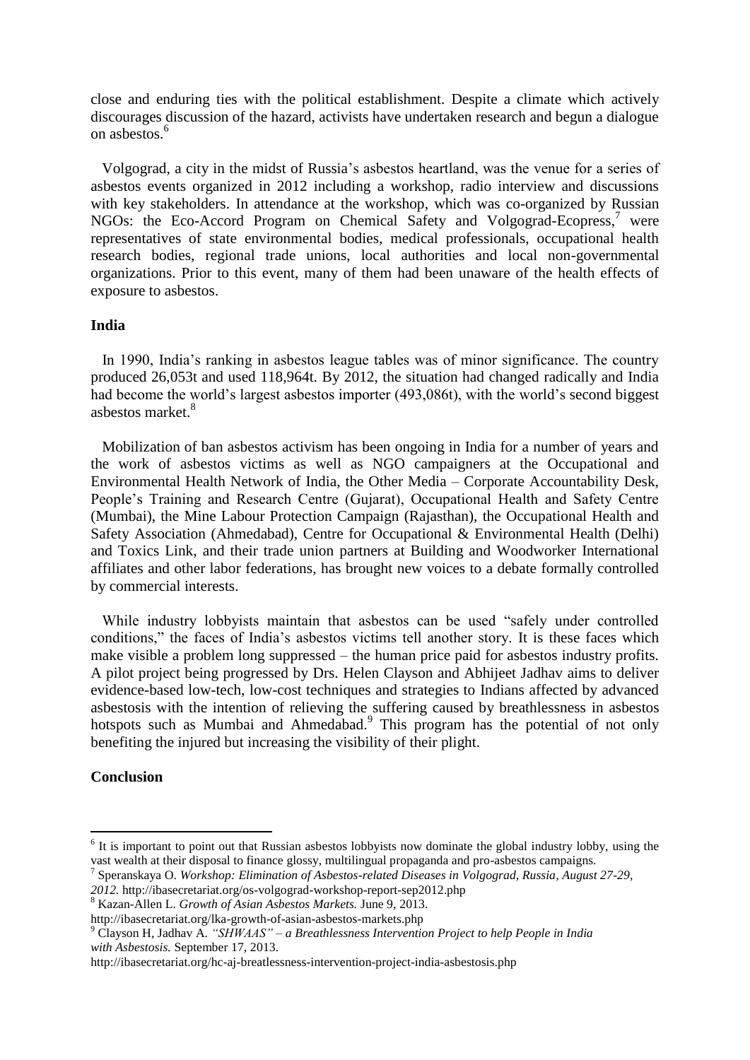close and enduring ties with the political establishment. Despite a climate which actively discourages discussion of the hazard, activists have undertaken research and begun a dialogue on asbestos.[6]

Volgograd, a city in the midst of Russia's asbestos heartland, was the venue for a series of asbestos events organized in 2012 including a workshop, radio interview and discussions with key stakeholders. In attendance at the workshop, which was co-organized by Russian NGOs: the Eco-Accord Program on Chemical Safety and Volgograd-Ecopress,[7] were representatives of state environmental bodies, medical professionals, occupational health research bodies, regional trade unions, local authorities and local non-governmental organizations. Prior to this event, many of them had been unaware of the health effects of exposure to asbestos.

**India**

In 1990, India's ranking in asbestos league tables was of minor significance. The country produced 26,053t and used 118,964t. By 2012, the situation had changed radically and India had become the world's largest asbestos importer (493,086t), with the world's second biggest asbestos market.[8]

Mobilization of ban asbestos activism has been ongoing in India for a number of years and the work of asbestos victims as well as NGO campaigners at the Occupational and Environmental Health Network of India, the Other Media – Corporate Accountability Desk, People's Training and Research Centre (Gujarat), Occupational Health and Safety Centre (Mumbai), the Mine Labour Protection Campaign (Rajasthan), the Occupational Health and Safety Association (Ahmedabad), Centre for Occupational & Environmental Health (Delhi) and Toxics Link, and their trade union partners at Building and Woodworker International affiliates and other labor federations, has brought new voices to a debate formally controlled by commercial interests.

While industry lobbyists maintain that asbestos can be used "safely under controlled conditions," the faces of India's asbestos victims tell another story. It is these faces which make visible a problem long suppressed – the human price paid for asbestos industry profits. A pilot project being progressed by Drs. Helen Clayson and Abhijeet Jadhav aims to deliver evidence-based low-tech, low-cost techniques and strategies to Indians affected by advanced asbestosis with the intention of relieving the suffering caused by breathlessness in asbestos hotspots such as Mumbai and Ahmedabad.[9] This program has the potential of not only benefiting the injured but increasing the visibility of their plight.

**Conclusion**

---

[6] It is important to point out that Russian asbestos lobbyists now dominate the global industry lobby, using the vast wealth at their disposal to finance glossy, multilingual propaganda and pro-asbestos campaigns.

[7] Speranskaya O. *Workshop: Elimination of Asbestos-related Diseases in Volgograd, Russia, August 27-29, 2012.* http://ibasecretariat.org/os-volgograd-workshop-report-sep2012.php

[8] Kazan-Allen L. *Growth of Asian Asbestos Markets.* June 9, 2013. http://ibasecretariat.org/lka-growth-of-asian-asbestos-markets.php

[9] Clayson H, Jadhav A. *"SHWAAS" – a Breathlessness Intervention Project to help People in India with Asbestosis.* September 17, 2013. http://ibasecretariat.org/hc-aj-breatlessness-intervention-project-india-asbestosis.php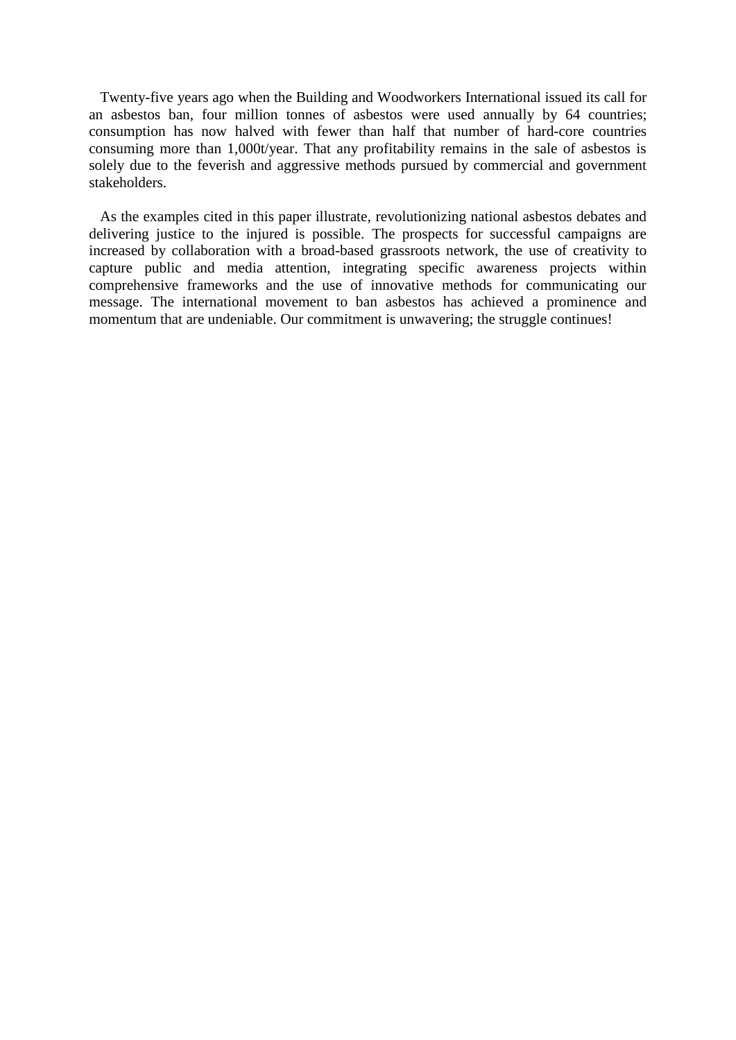Twenty-five years ago when the Building and Woodworkers International issued its call for an asbestos ban, four million tonnes of asbestos were used annually by 64 countries; consumption has now halved with fewer than half that number of hard-core countries consuming more than 1,000t/year. That any profitability remains in the sale of asbestos is solely due to the feverish and aggressive methods pursued by commercial and government stakeholders.

As the examples cited in this paper illustrate, revolutionizing national asbestos debates and delivering justice to the injured is possible. The prospects for successful campaigns are increased by collaboration with a broad-based grassroots network, the use of creativity to capture public and media attention, integrating specific awareness projects within comprehensive frameworks and the use of innovative methods for communicating our message. The international movement to ban asbestos has achieved a prominence and momentum that are undeniable. Our commitment is unwavering; the struggle continues!